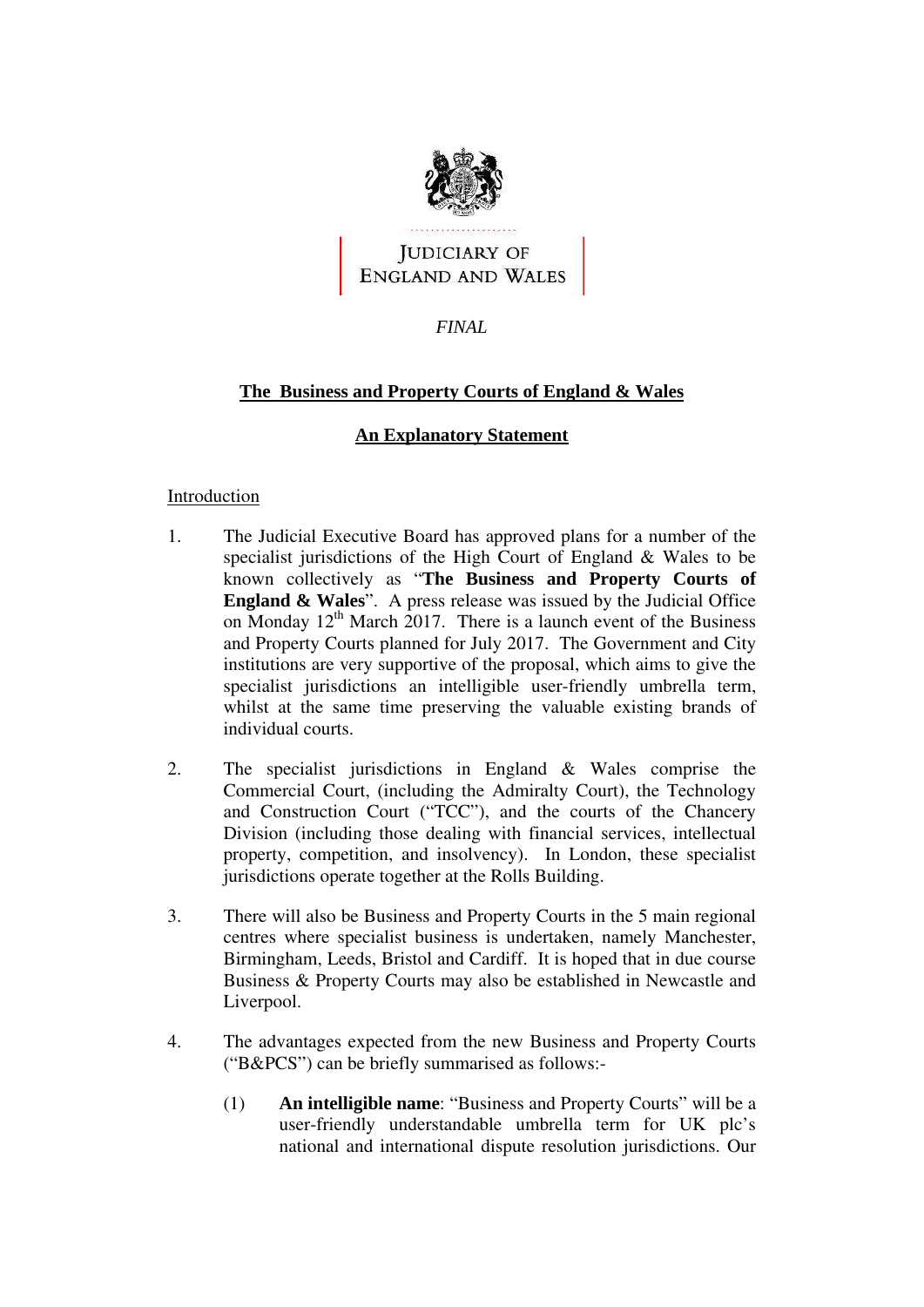JUDICIARY OF
ENGLAND AND WALES

*FINAL*

**The Business and Property Courts of England & Wales**

**An Explanatory Statement**

Introduction

1. The Judicial Executive Board has approved plans for a number of the specialist jurisdictions of the High Court of England & Wales to be known collectively as "**The Business and Property Courts of England & Wales**". A press release was issued by the Judicial Office on Monday 12th March 2017. There is a launch event of the Business and Property Courts planned for July 2017. The Government and City institutions are very supportive of the proposal, which aims to give the specialist jurisdictions an intelligible user-friendly umbrella term, whilst at the same time preserving the valuable existing brands of individual courts.

2. The specialist jurisdictions in England & Wales comprise the Commercial Court, (including the Admiralty Court), the Technology and Construction Court ("TCC"), and the courts of the Chancery Division (including those dealing with financial services, intellectual property, competition, and insolvency). In London, these specialist jurisdictions operate together at the Rolls Building.

3. There will also be Business and Property Courts in the 5 main regional centres where specialist business is undertaken, namely Manchester, Birmingham, Leeds, Bristol and Cardiff. It is hoped that in due course Business & Property Courts may also be established in Newcastle and Liverpool.

4. The advantages expected from the new Business and Property Courts ("B&PCS") can be briefly summarised as follows:-

   (1) **An intelligible name**: "Business and Property Courts" will be a user-friendly understandable umbrella term for UK plc's national and international dispute resolution jurisdictions. Our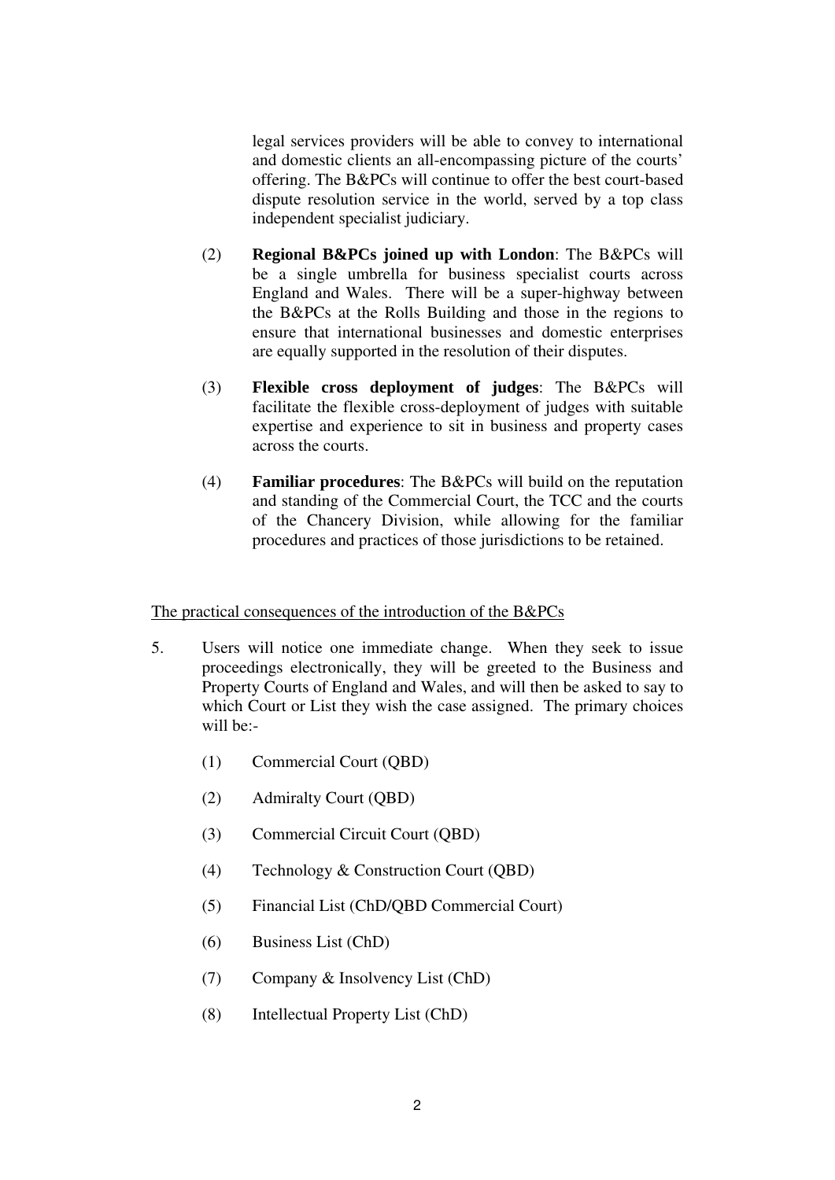legal services providers will be able to convey to international and domestic clients an all-encompassing picture of the courts' offering. The B&PCs will continue to offer the best court-based dispute resolution service in the world, served by a top class independent specialist judiciary.

(2) **Regional B&PCs joined up with London**: The B&PCs will be a single umbrella for business specialist courts across England and Wales. There will be a super-highway between the B&PCs at the Rolls Building and those in the regions to ensure that international businesses and domestic enterprises are equally supported in the resolution of their disputes.

(3) **Flexible cross deployment of judges**: The B&PCs will facilitate the flexible cross-deployment of judges with suitable expertise and experience to sit in business and property cases across the courts.

(4) **Familiar procedures**: The B&PCs will build on the reputation and standing of the Commercial Court, the TCC and the courts of the Chancery Division, while allowing for the familiar procedures and practices of those jurisdictions to be retained.

<u>The practical consequences of the introduction of the B&PCs</u>

5. Users will notice one immediate change. When they seek to issue proceedings electronically, they will be greeted to the Business and Property Courts of England and Wales, and will then be asked to say to which Court or List they wish the case assigned. The primary choices will be:-

   (1) Commercial Court (QBD)

   (2) Admiralty Court (QBD)

   (3) Commercial Circuit Court (QBD)

   (4) Technology & Construction Court (QBD)

   (5) Financial List (ChD/QBD Commercial Court)

   (6) Business List (ChD)

   (7) Company & Insolvency List (ChD)

   (8) Intellectual Property List (ChD)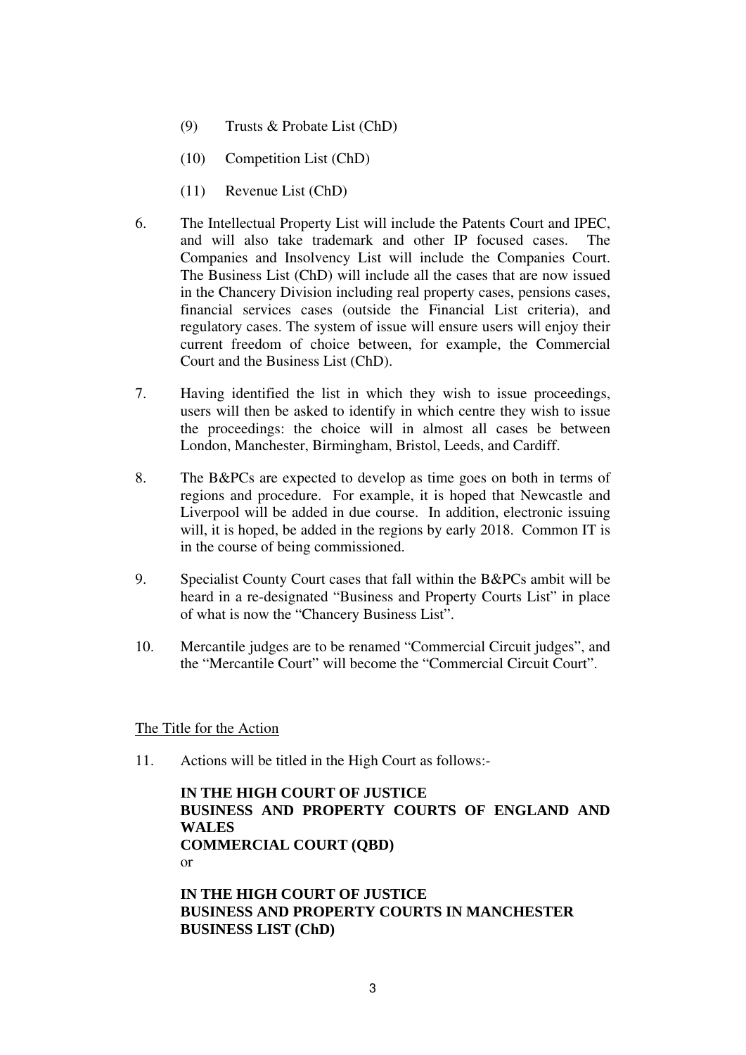(9) Trusts & Probate List (ChD)

(10) Competition List (ChD)

(11) Revenue List (ChD)

6. The Intellectual Property List will include the Patents Court and IPEC, and will also take trademark and other IP focused cases. The Companies and Insolvency List will include the Companies Court. The Business List (ChD) will include all the cases that are now issued in the Chancery Division including real property cases, pensions cases, financial services cases (outside the Financial List criteria), and regulatory cases. The system of issue will ensure users will enjoy their current freedom of choice between, for example, the Commercial Court and the Business List (ChD).

7. Having identified the list in which they wish to issue proceedings, users will then be asked to identify in which centre they wish to issue the proceedings: the choice will in almost all cases be between London, Manchester, Birmingham, Bristol, Leeds, and Cardiff.

8. The B&PCs are expected to develop as time goes on both in terms of regions and procedure. For example, it is hoped that Newcastle and Liverpool will be added in due course. In addition, electronic issuing will, it is hoped, be added in the regions by early 2018. Common IT is in the course of being commissioned.

9. Specialist County Court cases that fall within the B&PCs ambit will be heard in a re-designated "Business and Property Courts List" in place of what is now the "Chancery Business List".

10. Mercantile judges are to be renamed "Commercial Circuit judges", and the "Mercantile Court" will become the "Commercial Circuit Court".

<u>The Title for the Action</u>

11. Actions will be titled in the High Court as follows:-

**IN THE HIGH COURT OF JUSTICE**
**BUSINESS AND PROPERTY COURTS OF ENGLAND AND WALES**
**COMMERCIAL COURT (QBD)**
or

**IN THE HIGH COURT OF JUSTICE**
**BUSINESS AND PROPERTY COURTS IN MANCHESTER**
**BUSINESS LIST (ChD)**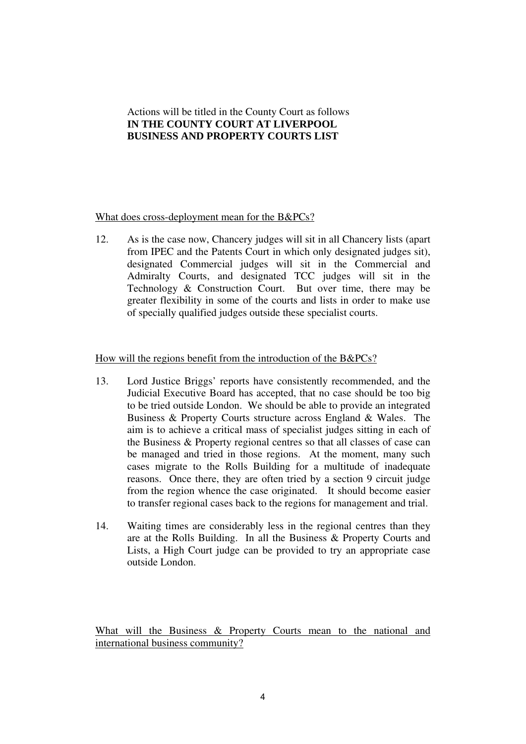Actions will be titled in the County Court as follows
**IN THE COUNTY COURT AT LIVERPOOL**
**BUSINESS AND PROPERTY COURTS LIST**

<u>What does cross-deployment mean for the B&PCs?</u>

12. As is the case now, Chancery judges will sit in all Chancery lists (apart from IPEC and the Patents Court in which only designated judges sit), designated Commercial judges will sit in the Commercial and Admiralty Courts, and designated TCC judges will sit in the Technology & Construction Court. But over time, there may be greater flexibility in some of the courts and lists in order to make use of specially qualified judges outside these specialist courts.

<u>How will the regions benefit from the introduction of the B&PCs?</u>

13. Lord Justice Briggs' reports have consistently recommended, and the Judicial Executive Board has accepted, that no case should be too big to be tried outside London. We should be able to provide an integrated Business & Property Courts structure across England & Wales. The aim is to achieve a critical mass of specialist judges sitting in each of the Business & Property regional centres so that all classes of case can be managed and tried in those regions. At the moment, many such cases migrate to the Rolls Building for a multitude of inadequate reasons. Once there, they are often tried by a section 9 circuit judge from the region whence the case originated. It should become easier to transfer regional cases back to the regions for management and trial.

14. Waiting times are considerably less in the regional centres than they are at the Rolls Building. In all the Business & Property Courts and Lists, a High Court judge can be provided to try an appropriate case outside London.

<u>What will the Business & Property Courts mean to the national and international business community?</u>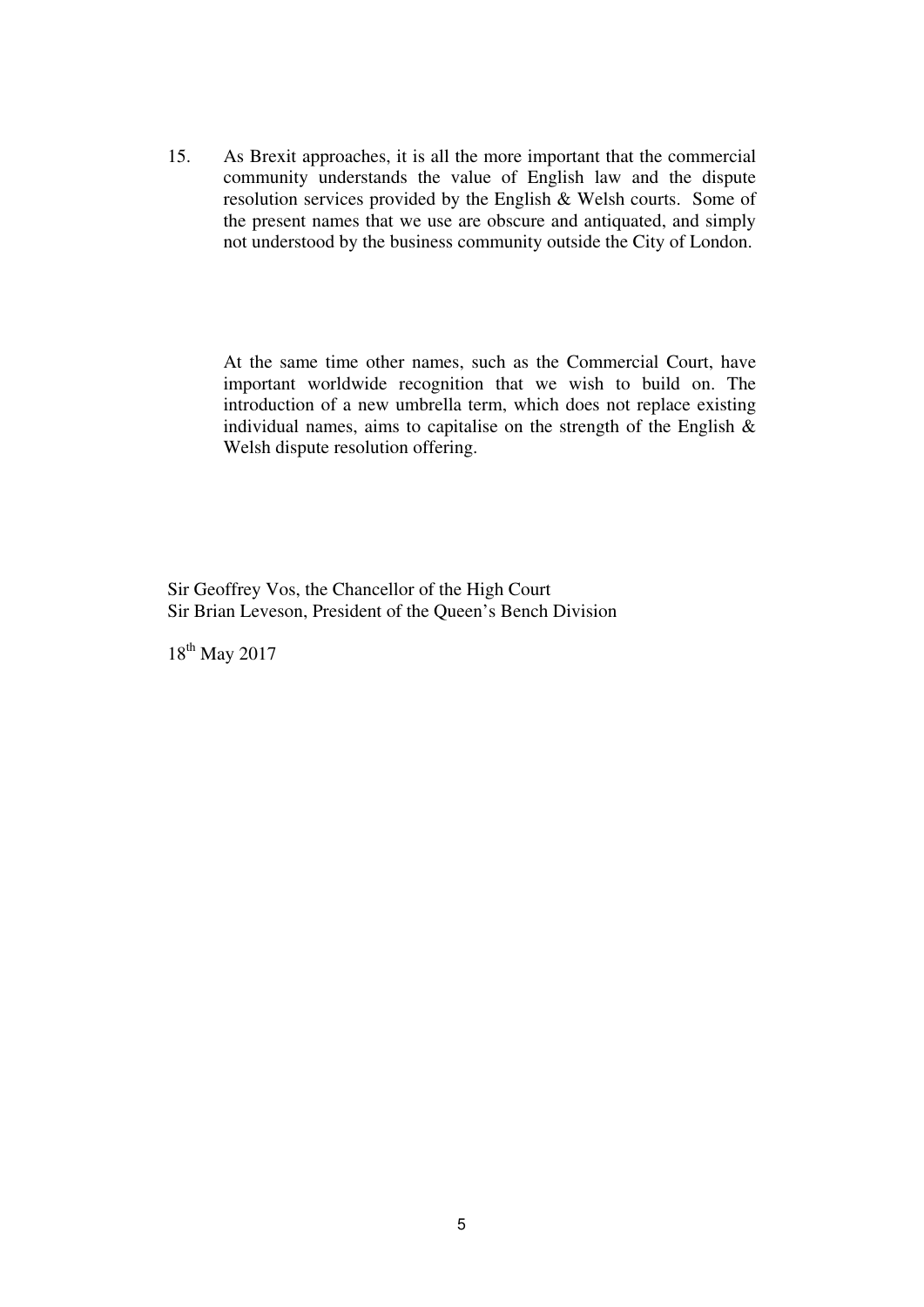15. As Brexit approaches, it is all the more important that the commercial community understands the value of English law and the dispute resolution services provided by the English & Welsh courts. Some of the present names that we use are obscure and antiquated, and simply not understood by the business community outside the City of London.

    At the same time other names, such as the Commercial Court, have important worldwide recognition that we wish to build on. The introduction of a new umbrella term, which does not replace existing individual names, aims to capitalise on the strength of the English & Welsh dispute resolution offering.

Sir Geoffrey Vos, the Chancellor of the High Court
Sir Brian Leveson, President of the Queen's Bench Division

18th May 2017